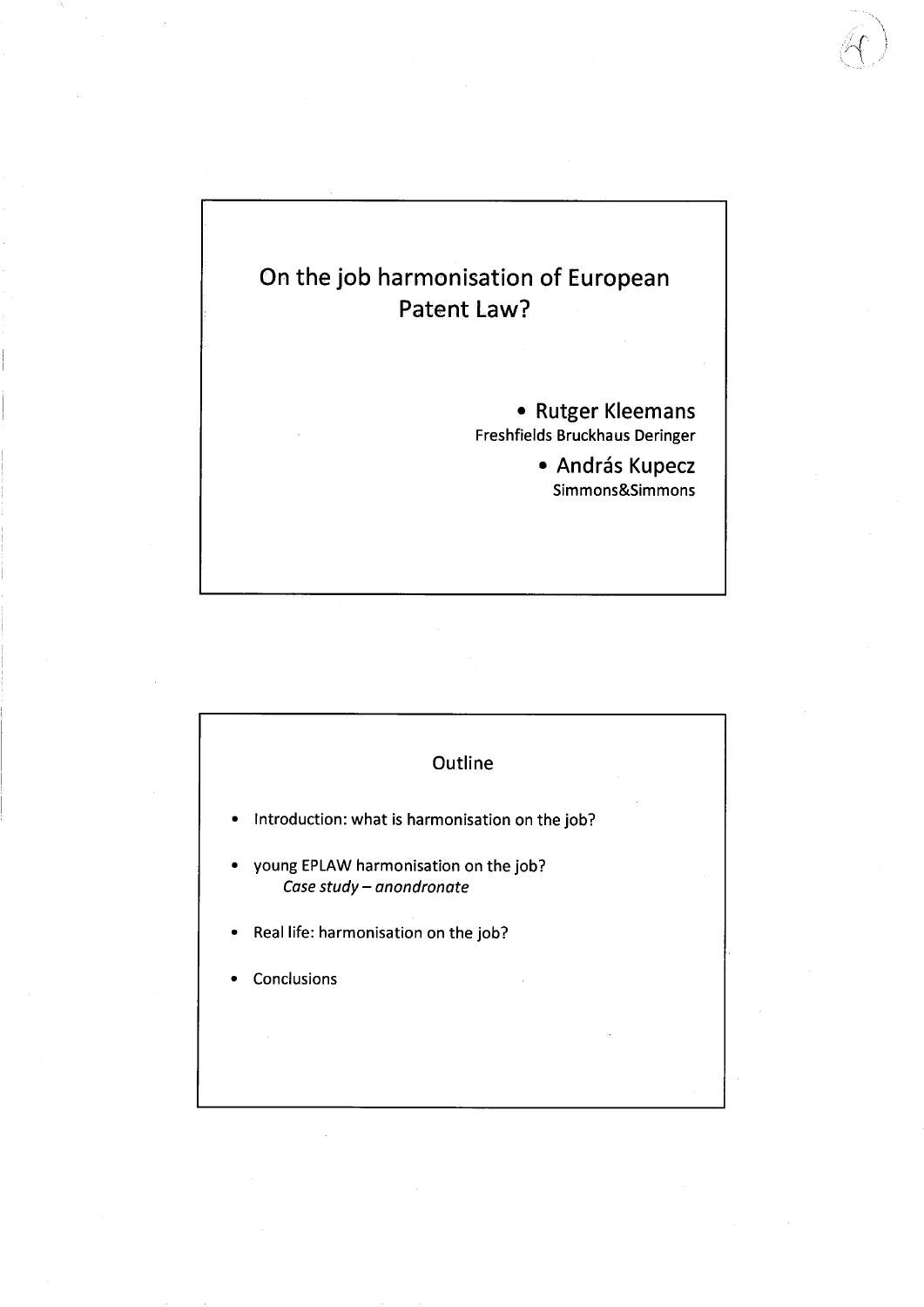# On the job harmonisation of European Patent Law?

- **Rutger Kleemans**
  Freshfields Bruckhaus Deringer
- **András Kupecz**
  Simmons&Simmons

## Outline

- Introduction: what is harmonisation on the job?
- young EPLAW harmonisation on the job?
  *Case study – anondronate*
- Real life: harmonisation on the job?
- Conclusions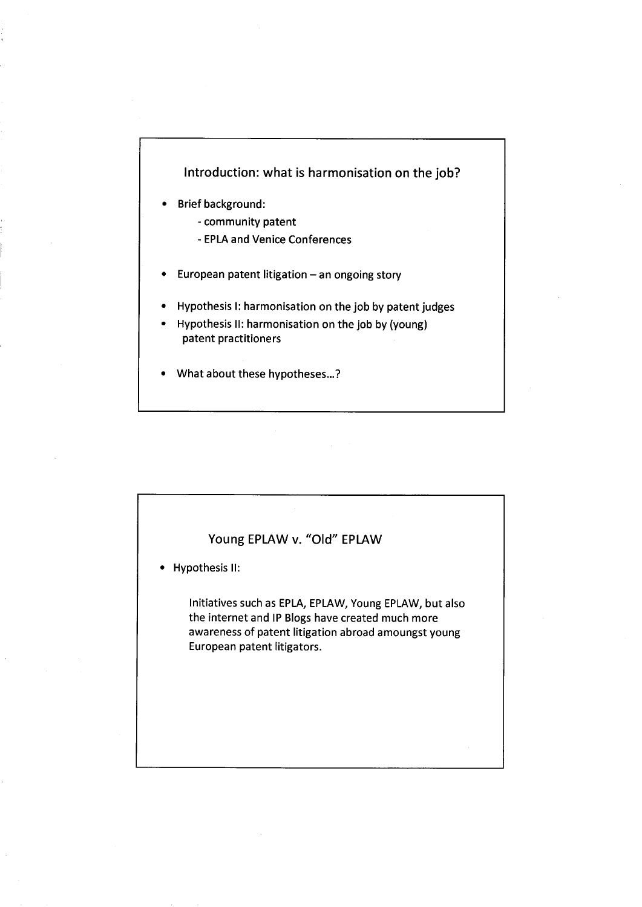## Introduction: what is harmonisation on the job?

- Brief background:
  - community patent
  - EPLA and Venice Conferences
- European patent litigation – an ongoing story
- Hypothesis I: harmonisation on the job by patent judges
- Hypothesis II: harmonisation on the job by (young) patent practitioners
- What about these hypotheses…?

## Young EPLAW v. "Old" EPLAW

- Hypothesis II:

  Initiatives such as EPLA, EPLAW, Young EPLAW, but also the internet and IP Blogs have created much more awareness of patent litigation abroad amoungst young European patent litigators.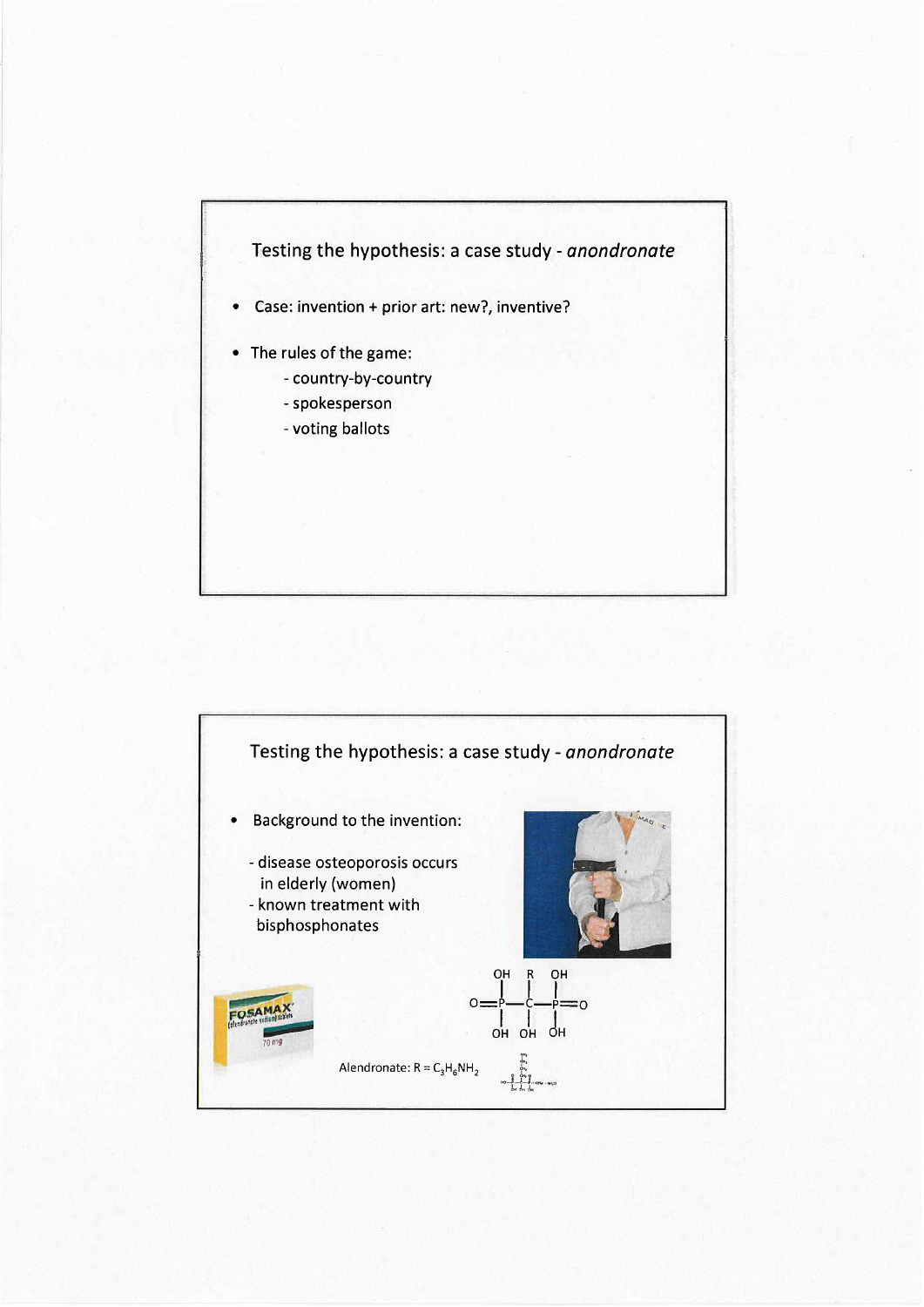## Testing the hypothesis: a case study - *anondronate*

- Case: invention + prior art: new?, inventive?
- The rules of the game:
  - country-by-country
  - spokesperson
  - voting ballots

## Testing the hypothesis: a case study - *anondronate*

- Background to the invention:
  - disease osteoporosis occurs in elderly (women)
  - known treatment with bisphosphonates

FOSAMAX (alendronate sodium) tablets 70 mg

Alendronate: $R = C_3H_6NH_2$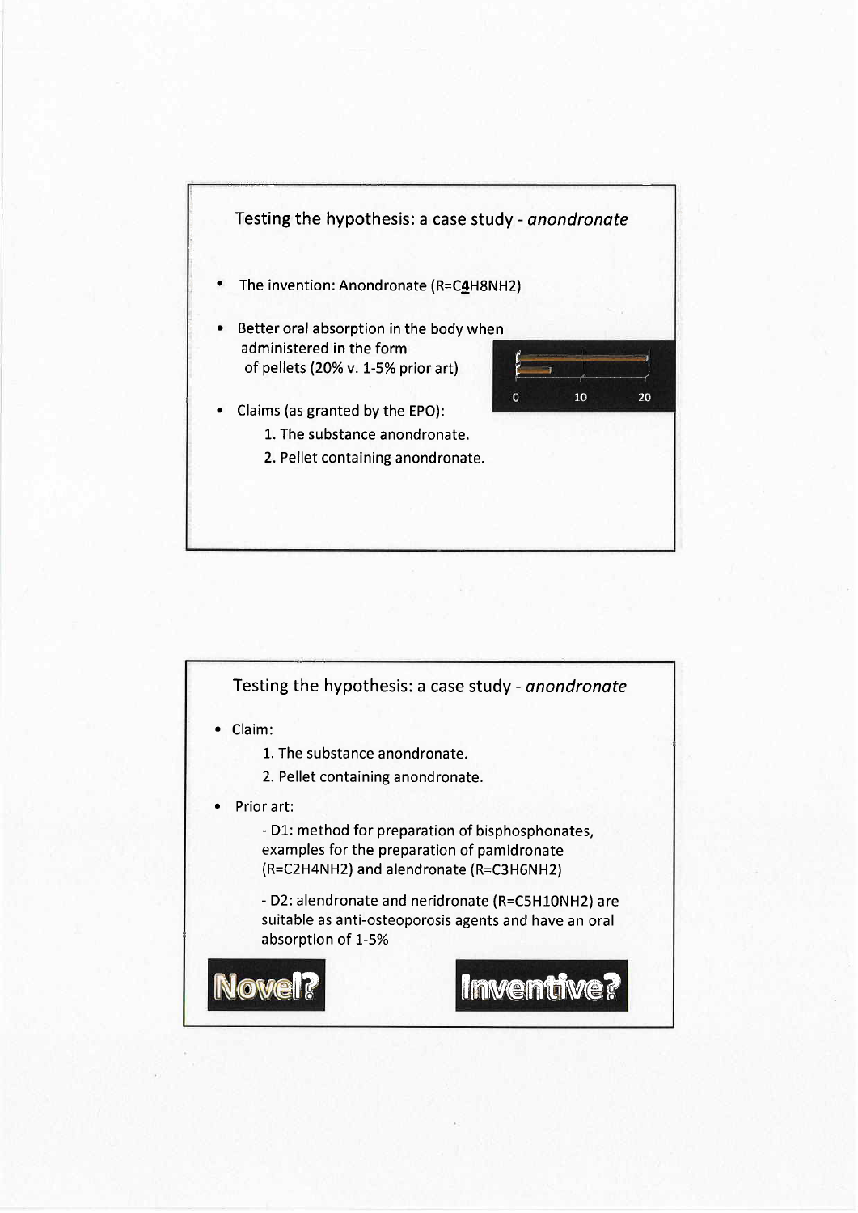## Testing the hypothesis: a case study - *anondronate*

- The invention: Anondronate (R=$C_{\underline{4}}H_8NH_2$)
- Better oral absorption in the body when administered in the form of pellets (20% v. 1-5% prior art)
- Claims (as granted by the EPO):
  1. The substance anondronate.
  2. Pellet containing anondronate.

## Testing the hypothesis: a case study - *anondronate*

- Claim:
  1. The substance anondronate.
  2. Pellet containing anondronate.
- Prior art:
  - D1: method for preparation of bisphosphonates, examples for the preparation of pamidronate (R=$C_2H_4NH_2$) and alendronate (R=$C_3H_6NH_2$)
  - D2: alendronate and neridronate (R=$C_5H_{10}NH_2$) are suitable as anti-osteoporosis agents and have an oral absorption of 1-5%

**Novel?**

**Inventive?**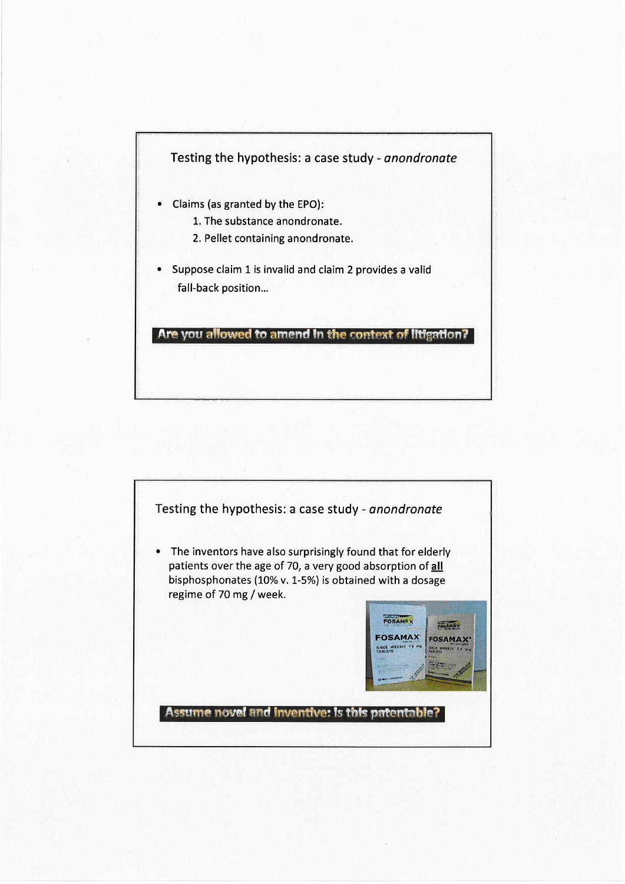## Testing the hypothesis: a case study - *anondronate*

- Claims (as granted by the EPO):
  1. The substance anondronate.
  2. Pellet containing anondronate.
- Suppose claim 1 is invalid and claim 2 provides a valid fall-back position…

**Are you allowed to amend in the context of litigation?**

## Testing the hypothesis: a case study - *anondronate*

- The inventors have also surprisingly found that for elderly patients over the age of 70, a very good absorption of **all** bisphosphonates (10% v. 1-5%) is obtained with a dosage regime of 70 mg / week.

**Assume novel and inventive: is this patentable?**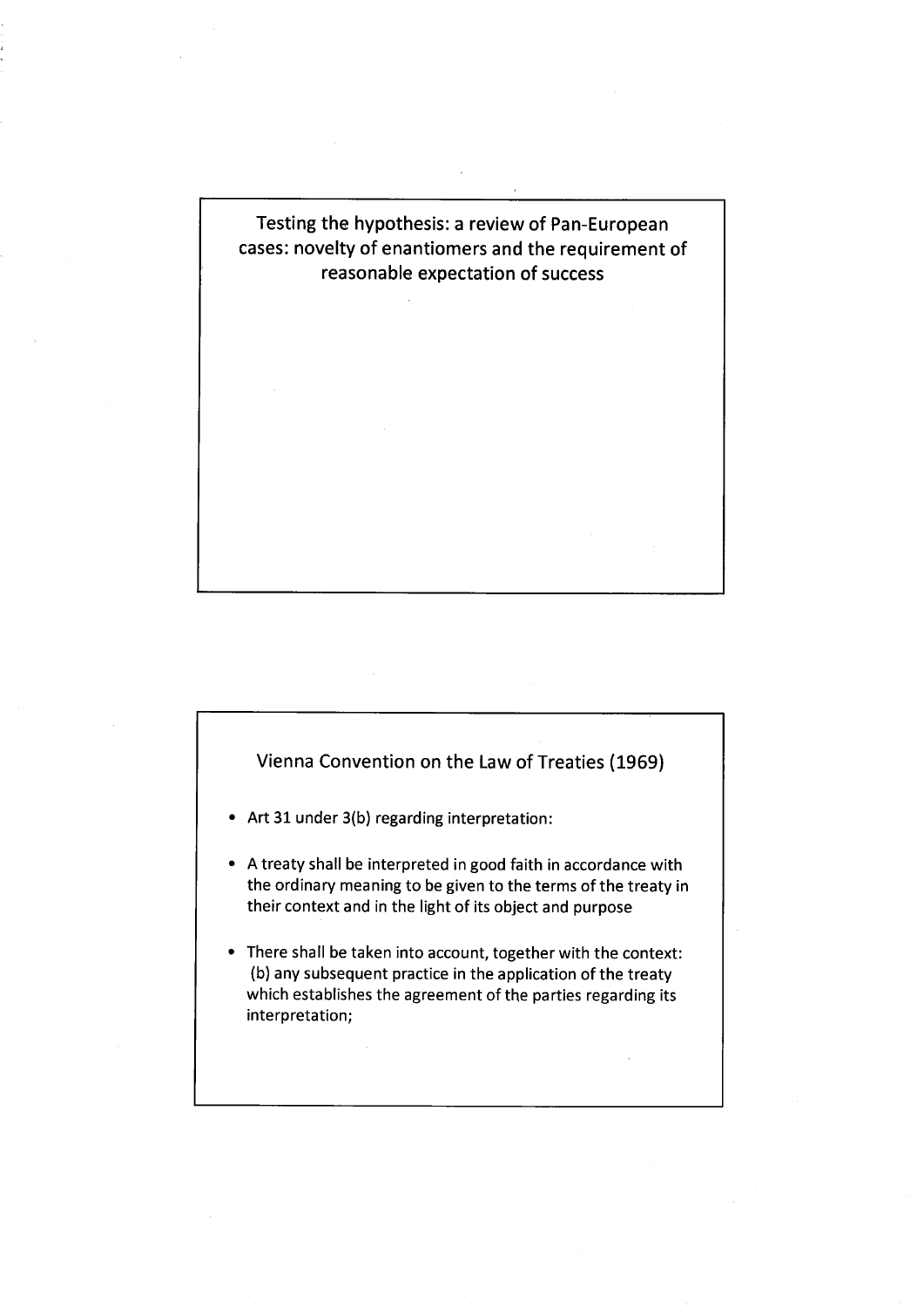## Testing the hypothesis: a review of Pan-European cases: novelty of enantiomers and the requirement of reasonable expectation of success

## Vienna Convention on the Law of Treaties (1969)

- Art 31 under 3(b) regarding interpretation:
- A treaty shall be interpreted in good faith in accordance with the ordinary meaning to be given to the terms of the treaty in their context and in the light of its object and purpose
- There shall be taken into account, together with the context:
  (b) any subsequent practice in the application of the treaty which establishes the agreement of the parties regarding its interpretation;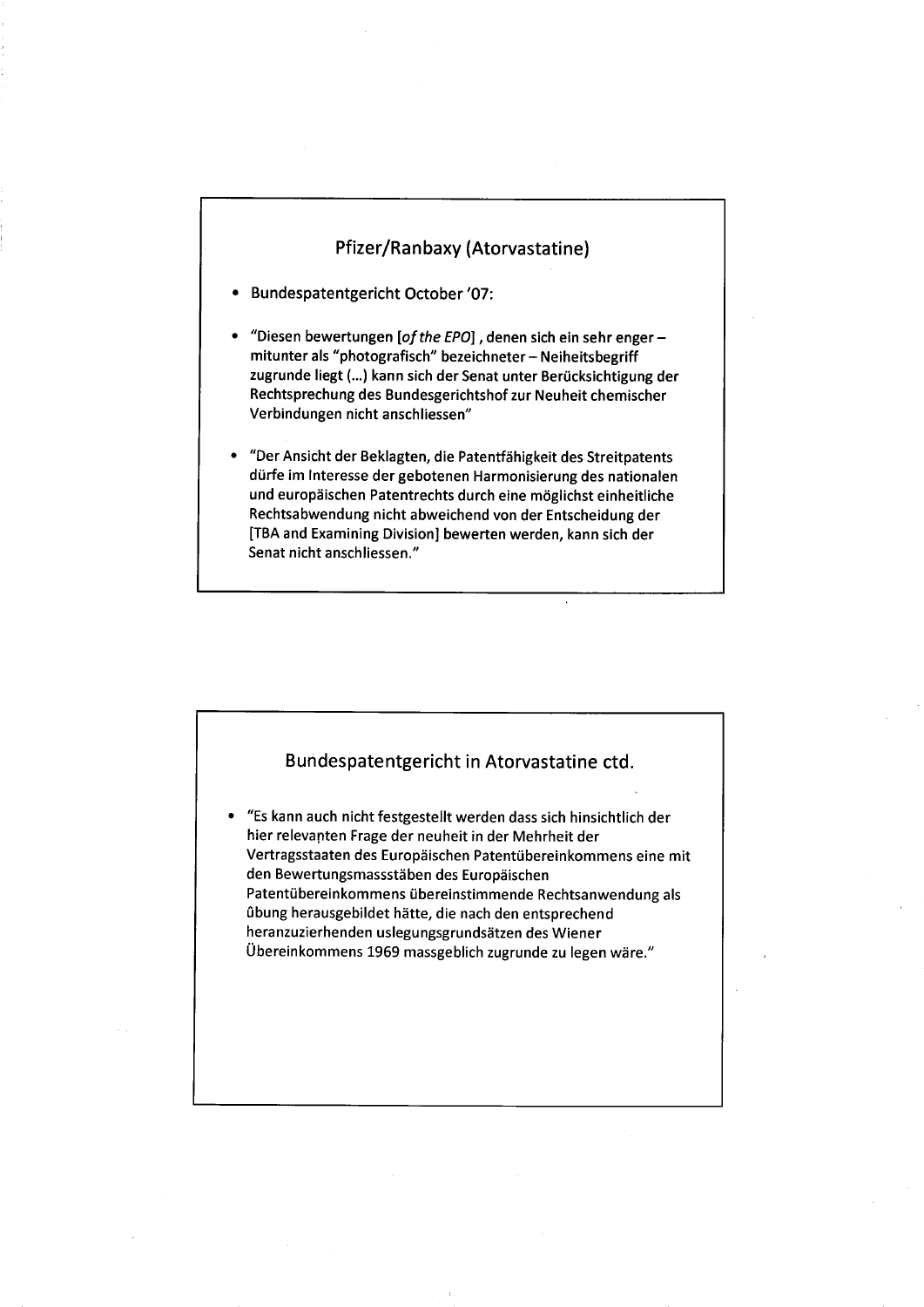## Pfizer/Ranbaxy (Atorvastatine)

- Bundespatentgericht October '07:
- "Diesen bewertungen [*of the EPO*] , denen sich ein sehr enger – mitunter als "photografisch" bezeichneter – Neiheitsbegriff zugrunde liegt (…) kann sich der Senat unter Berücksichtigung der Rechtsprechung des Bundesgerichtshof zur Neuheit chemischer Verbindungen nicht anschliessen"
- "Der Ansicht der Beklagten, die Patentfähigkeit des Streitpatents dürfe im Interesse der gebotenen Harmonisierung des nationalen und europäischen Patentrechts durch eine möglichst einheitliche Rechtsabwendung nicht abweichend von der Entscheidung der [TBA and Examining Division] bewerten werden, kann sich der Senat nicht anschliessen."

## Bundespatentgericht in Atorvastatine ctd.

- "Es kann auch nicht festgestellt werden dass sich hinsichtlich der hier relevanten Frage der neuheit in der Mehrheit der Vertragsstaaten des Europäischen Patentübereinkommens eine mit den Bewertungsmassstäben des Europäischen Patentübereinkommens übereinstimmende Rechtsanwendung als übung herausgebildet hätte, die nach den entsprechend heranzuzierhenden uslegungsgrundsätzen des Wiener Übereinkommens 1969 massgeblich zugrunde zu legen wäre."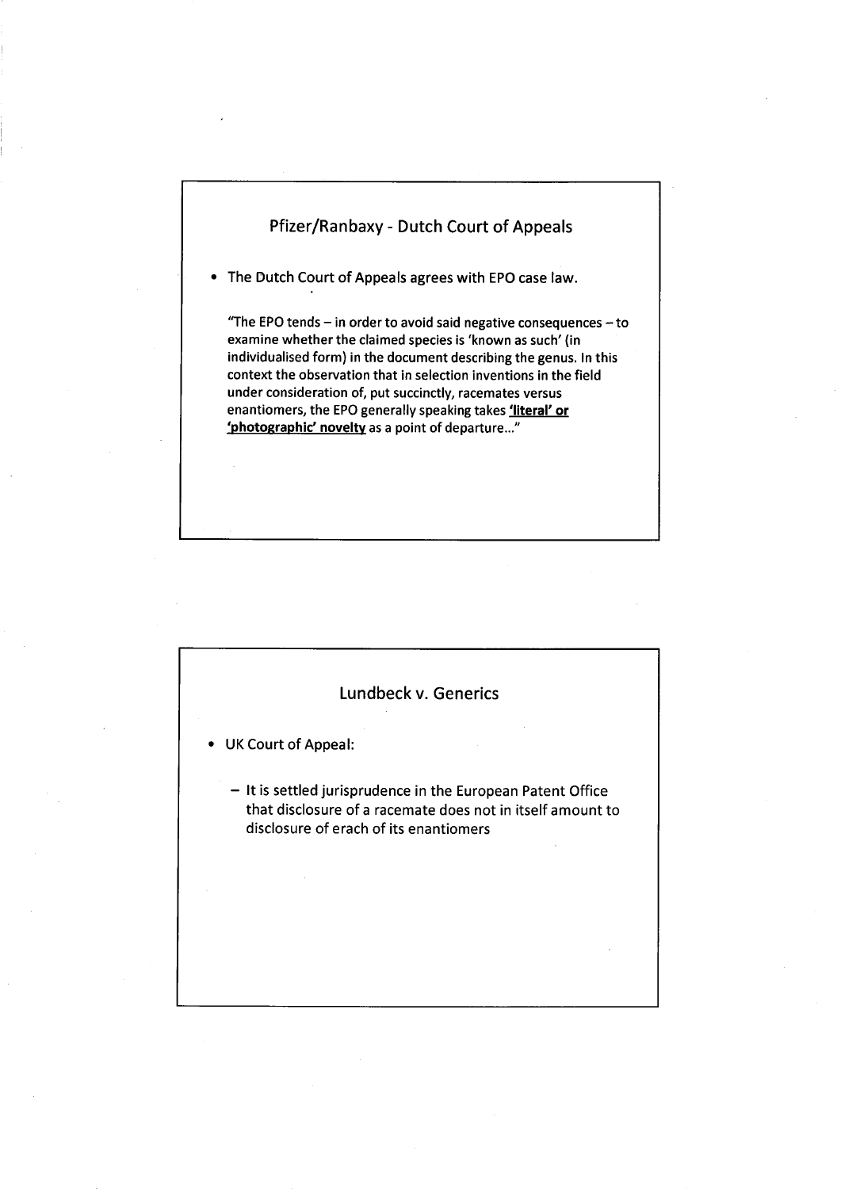## Pfizer/Ranbaxy - Dutch Court of Appeals

- The Dutch Court of Appeals agrees with EPO case law.

"The EPO tends – in order to avoid said negative consequences – to examine whether the claimed species is 'known as such' (in individualised form) in the document describing the genus. In this context the observation that in selection inventions in the field under consideration of, put succinctly, racemates versus enantiomers, the EPO generally speaking takes **'literal' or 'photographic' novelty** as a point of departure..."

## Lundbeck v. Generics

- UK Court of Appeal:
  - It is settled jurisprudence in the European Patent Office that disclosure of a racemate does not in itself amount to disclosure of erach of its enantiomers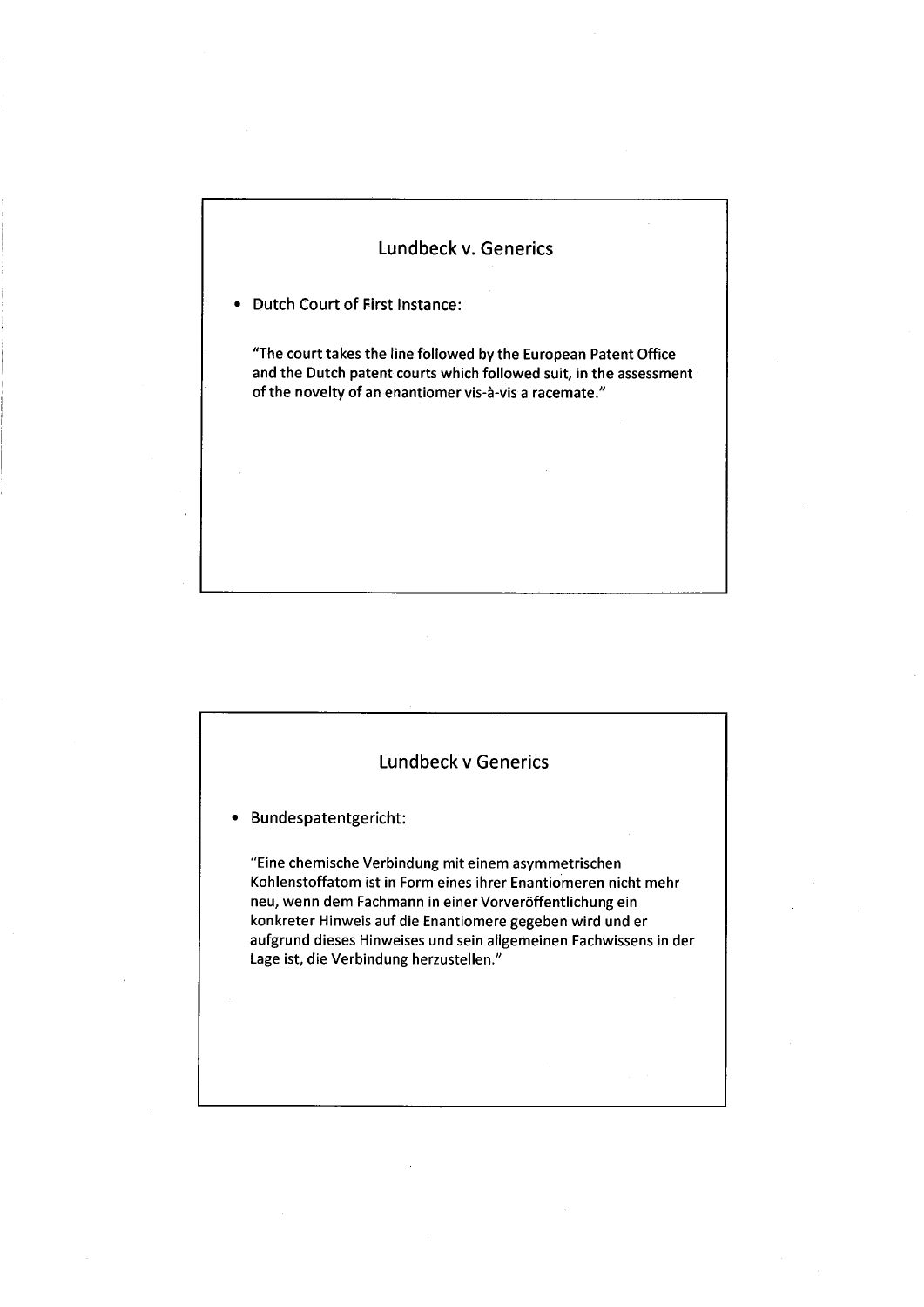## Lundbeck v. Generics

- Dutch Court of First Instance:

  "The court takes the line followed by the European Patent Office and the Dutch patent courts which followed suit, in the assessment of the novelty of an enantiomer vis-à-vis a racemate."

## Lundbeck v Generics

- Bundespatentgericht:

  "Eine chemische Verbindung mit einem asymmetrischen Kohlenstoffatom ist in Form eines ihrer Enantiomeren nicht mehr neu, wenn dem Fachmann in einer Vorveröffentlichung ein konkreter Hinweis auf die Enantiomere gegeben wird und er aufgrund dieses Hinweises und sein allgemeinen Fachwissens in der Lage ist, die Verbindung herzustellen."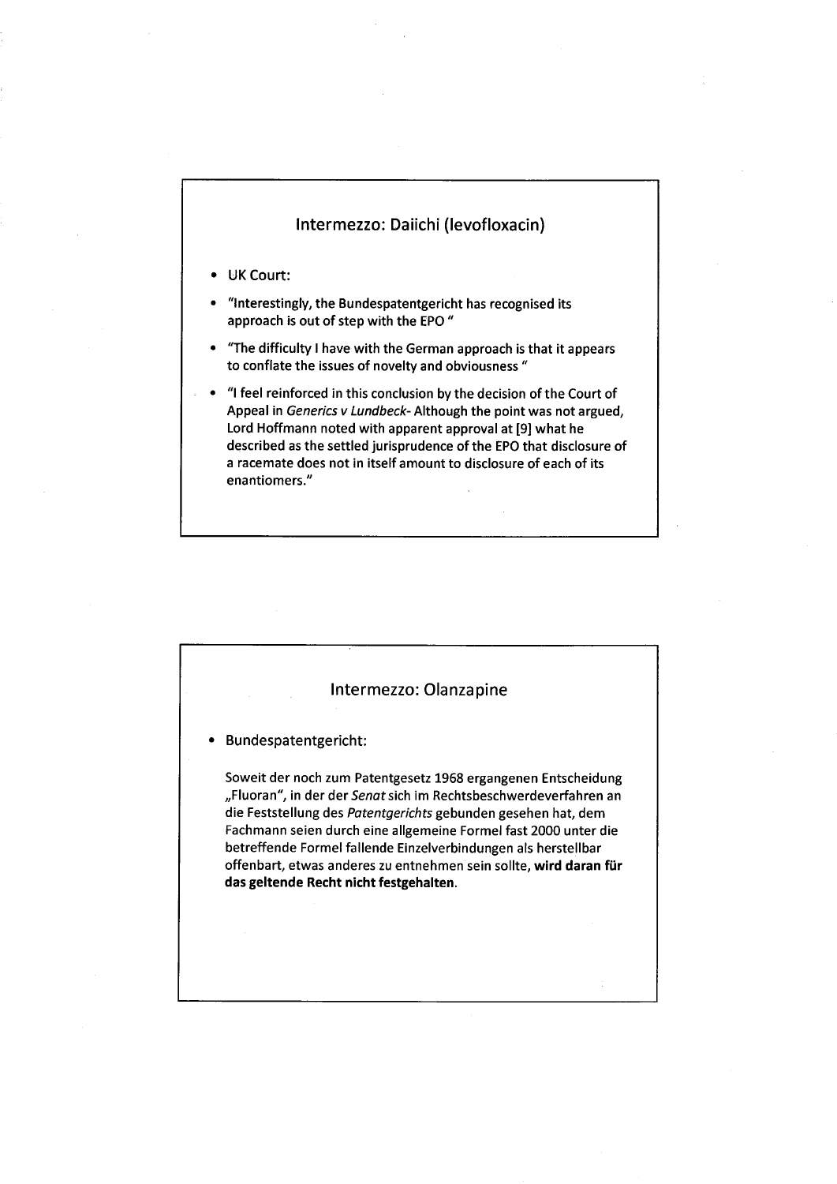## Intermezzo: Daiichi (levofloxacin)

- UK Court:
- "Interestingly, the Bundespatentgericht has recognised its approach is out of step with the EPO "
- "The difficulty I have with the German approach is that it appears to conflate the issues of novelty and obviousness "
- "I feel reinforced in this conclusion by the decision of the Court of Appeal in *Generics v Lundbeck*- Although the point was not argued, Lord Hoffmann noted with apparent approval at [9] what he described as the settled jurisprudence of the EPO that disclosure of a racemate does not in itself amount to disclosure of each of its enantiomers."

## Intermezzo: Olanzapine

- Bundespatentgericht:

  Soweit der noch zum Patentgesetz 1968 ergangenen Entscheidung „Fluoran", in der der *Senat* sich im Rechtsbeschwerdeverfahren an die Feststellung des *Patentgerichts* gebunden gesehen hat, dem Fachmann seien durch eine allgemeine Formel fast 2000 unter die betreffende Formel fallende Einzelverbindungen als herstellbar offenbart, etwas anderes zu entnehmen sein sollte, **wird daran für das geltende Recht nicht festgehalten**.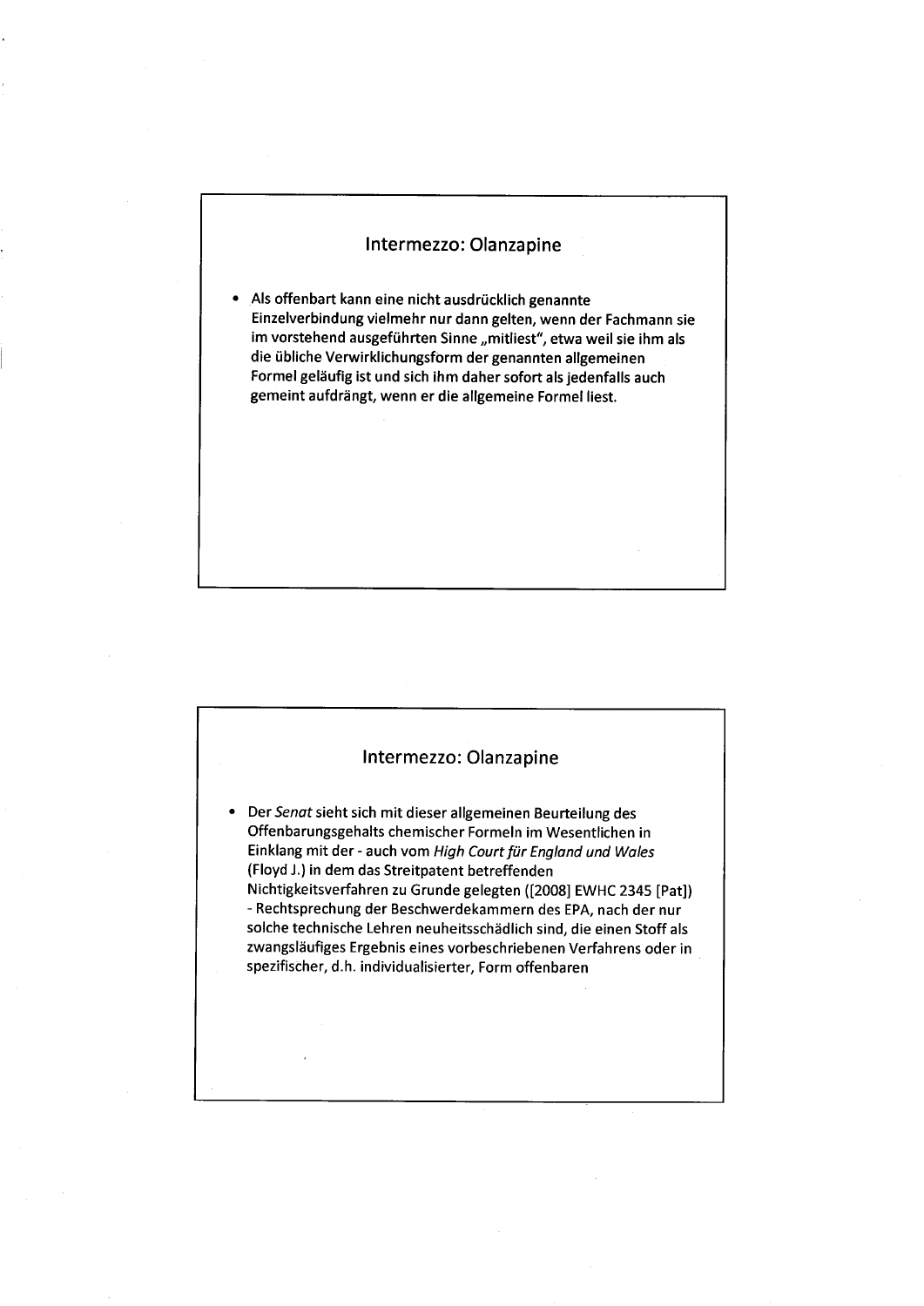## Intermezzo: Olanzapine

- Als offenbart kann eine nicht ausdrücklich genannte Einzelverbindung vielmehr nur dann gelten, wenn der Fachmann sie im vorstehend ausgeführten Sinne „mitliest", etwa weil sie ihm als die übliche Verwirklichungsform der genannten allgemeinen Formel geläufig ist und sich ihm daher sofort als jedenfalls auch gemeint aufdrängt, wenn er die allgemeine Formel liest.

## Intermezzo: Olanzapine

- Der *Senat* sieht sich mit dieser allgemeinen Beurteilung des Offenbarungsgehalts chemischer Formeln im Wesentlichen in Einklang mit der - auch vom *High Court für England und Wales* (Floyd J.) in dem das Streitpatent betreffenden Nichtigkeitsverfahren zu Grunde gelegten ([2008] EWHC 2345 [Pat]) - Rechtsprechung der Beschwerdekammern des EPA, nach der nur solche technische Lehren neuheitsschädlich sind, die einen Stoff als zwangsläufiges Ergebnis eines vorbeschriebenen Verfahrens oder in spezifischer, d.h. individualisierter, Form offenbaren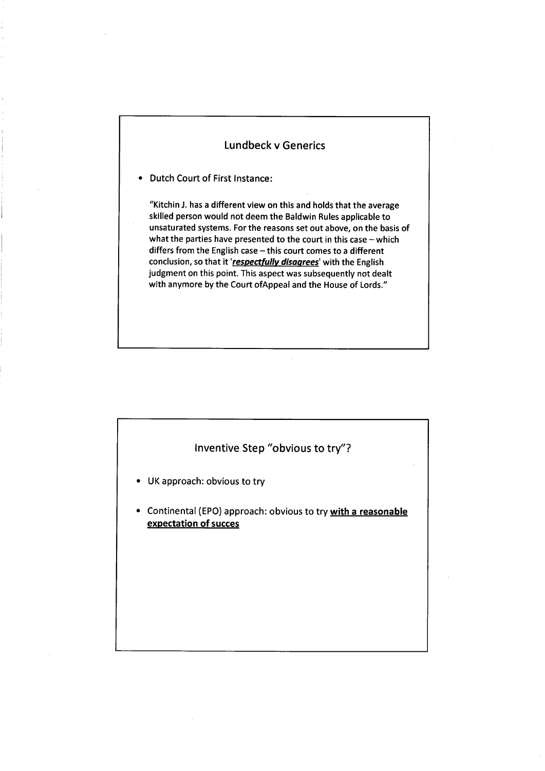## Lundbeck v Generics

- Dutch Court of First Instance:

  "Kitchin J. has a different view on this and holds that the average skilled person would not deem the Baldwin Rules applicable to unsaturated systems. For the reasons set out above, on the basis of what the parties have presented to the court in this case – which differs from the English case – this court comes to a different conclusion, so that it '***respectfully disagrees***' with the English judgment on this point. This aspect was subsequently not dealt with anymore by the Court ofAppeal and the House of Lords."

## Inventive Step "obvious to try"?

- UK approach: obvious to try
- Continental (EPO) approach: obvious to try **with a reasonable expectation of succes**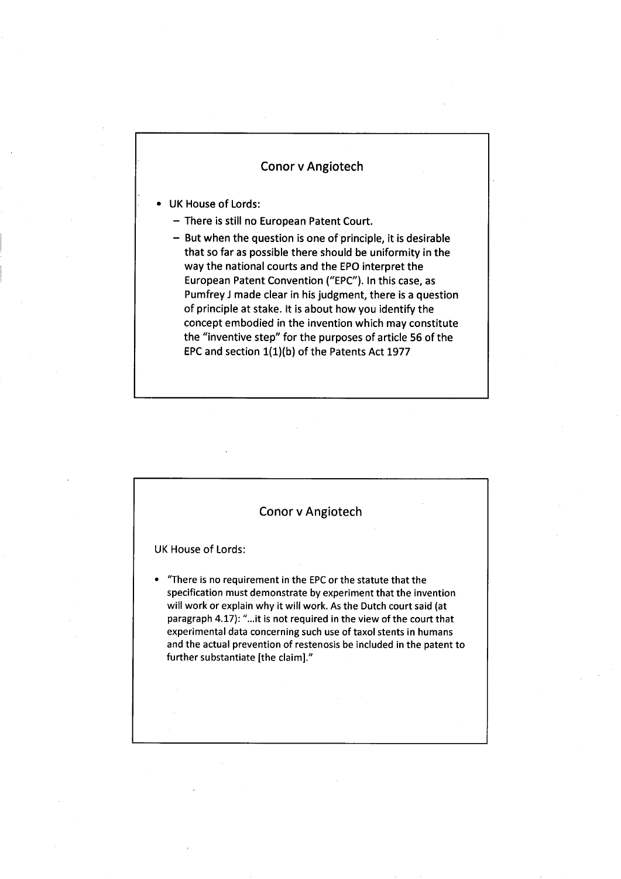## Conor v Angiotech

- UK House of Lords:
  - There is still no European Patent Court.
  - But when the question is one of principle, it is desirable that so far as possible there should be uniformity in the way the national courts and the EPO interpret the European Patent Convention ("EPC"). In this case, as Pumfrey J made clear in his judgment, there is a question of principle at stake. It is about how you identify the concept embodied in the invention which may constitute the "inventive step" for the purposes of article 56 of the EPC and section 1(1)(b) of the Patents Act 1977

## Conor v Angiotech

UK House of Lords:

- "There is no requirement in the EPC or the statute that the specification must demonstrate by experiment that the invention will work or explain why it will work. As the Dutch court said (at paragraph 4.17): "...it is not required in the view of the court that experimental data concerning such use of taxol stents in humans and the actual prevention of restenosis be included in the patent to further substantiate [the claim]."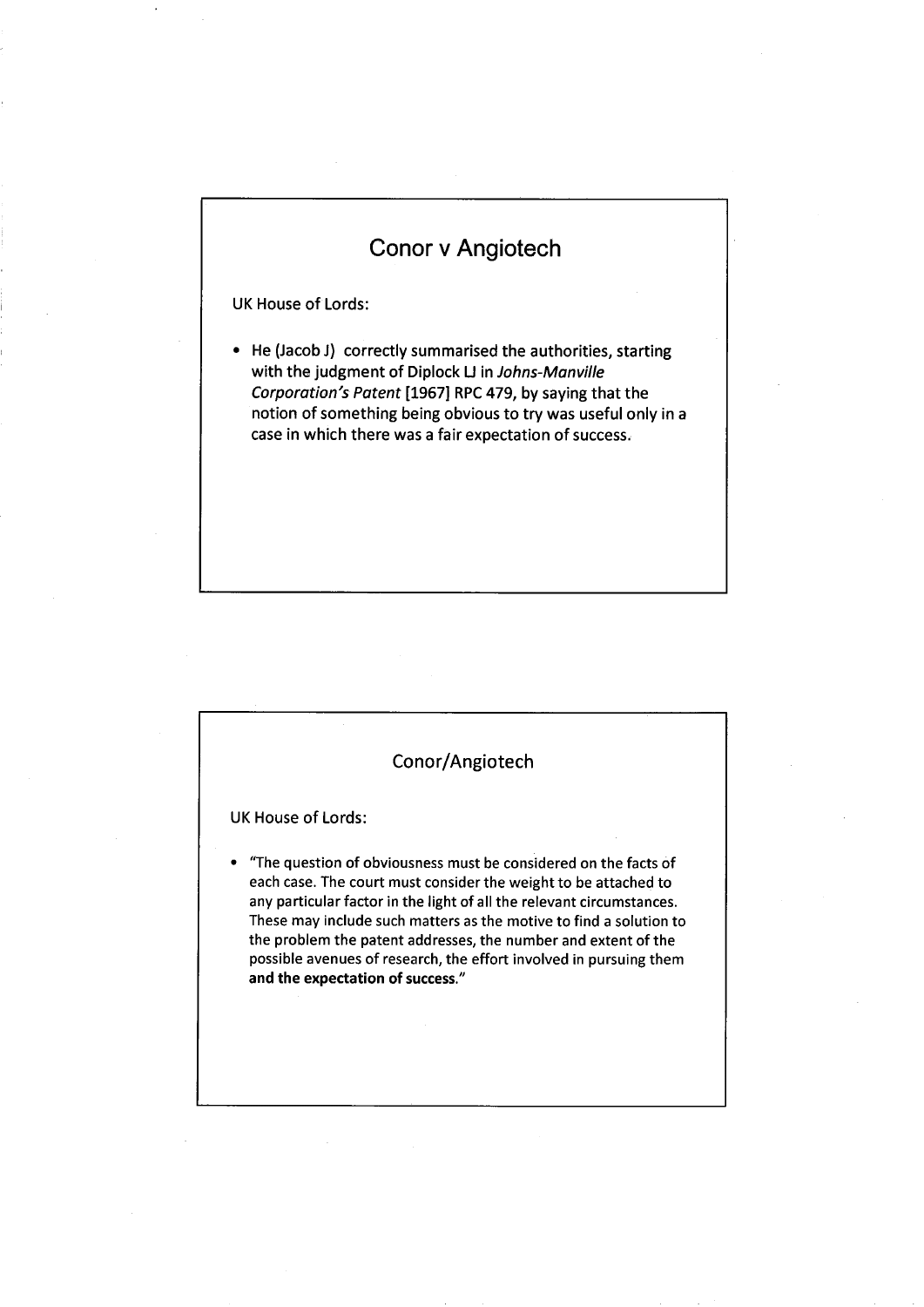## Conor v Angiotech

UK House of Lords:

- He (Jacob J) correctly summarised the authorities, starting with the judgment of Diplock LJ in *Johns-Manville Corporation's Patent* [1967] RPC 479, by saying that the notion of something being obvious to try was useful only in a case in which there was a fair expectation of success.

## Conor/Angiotech

UK House of Lords:

- "The question of obviousness must be considered on the facts of each case. The court must consider the weight to be attached to any particular factor in the light of all the relevant circumstances. These may include such matters as the motive to find a solution to the problem the patent addresses, the number and extent of the possible avenues of research, the effort involved in pursuing them **and the expectation of success.**"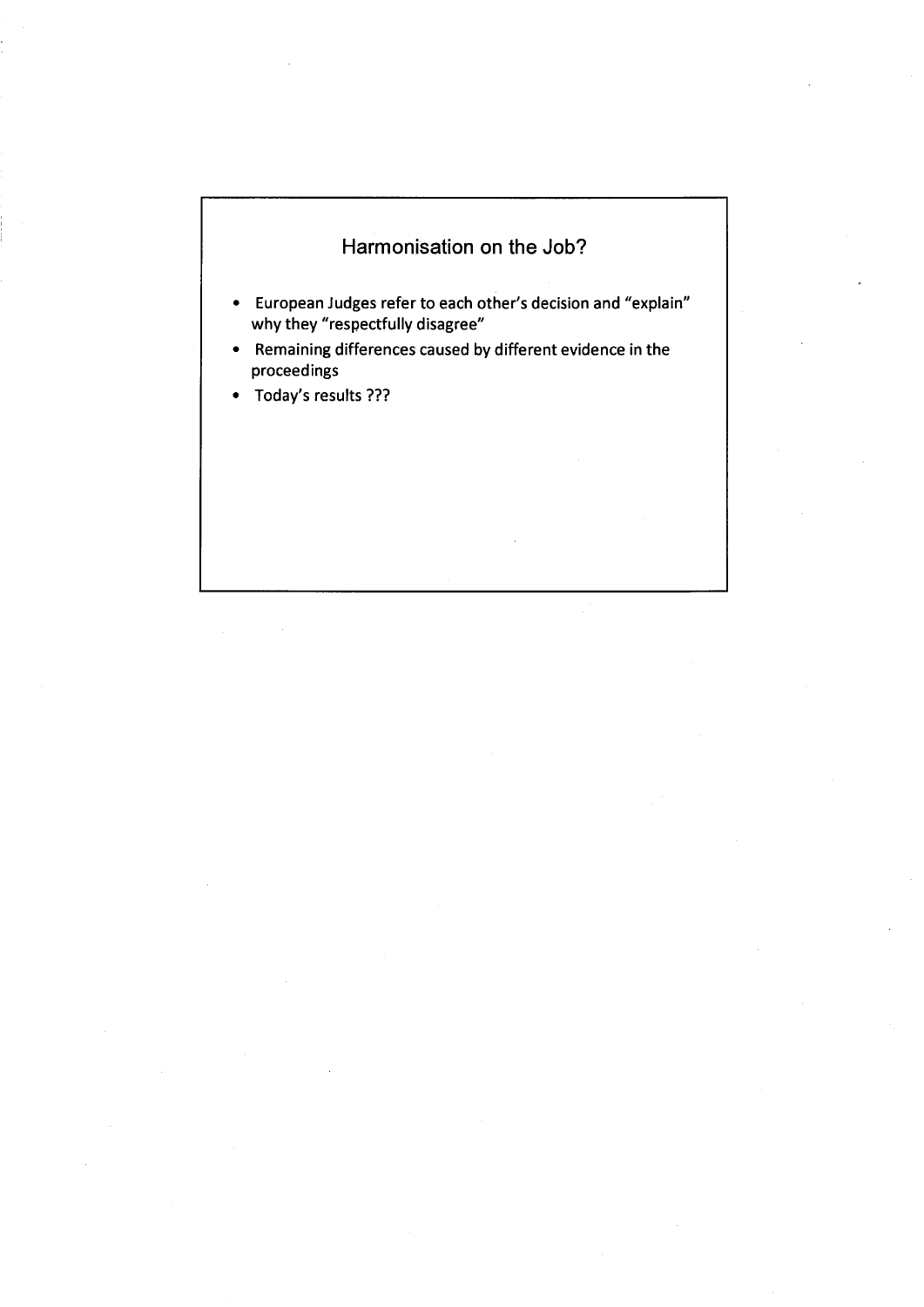## Harmonisation on the Job?

- European Judges refer to each other's decision and "explain" why they "respectfully disagree"
- Remaining differences caused by different evidence in the proceedings
- Today's results ???